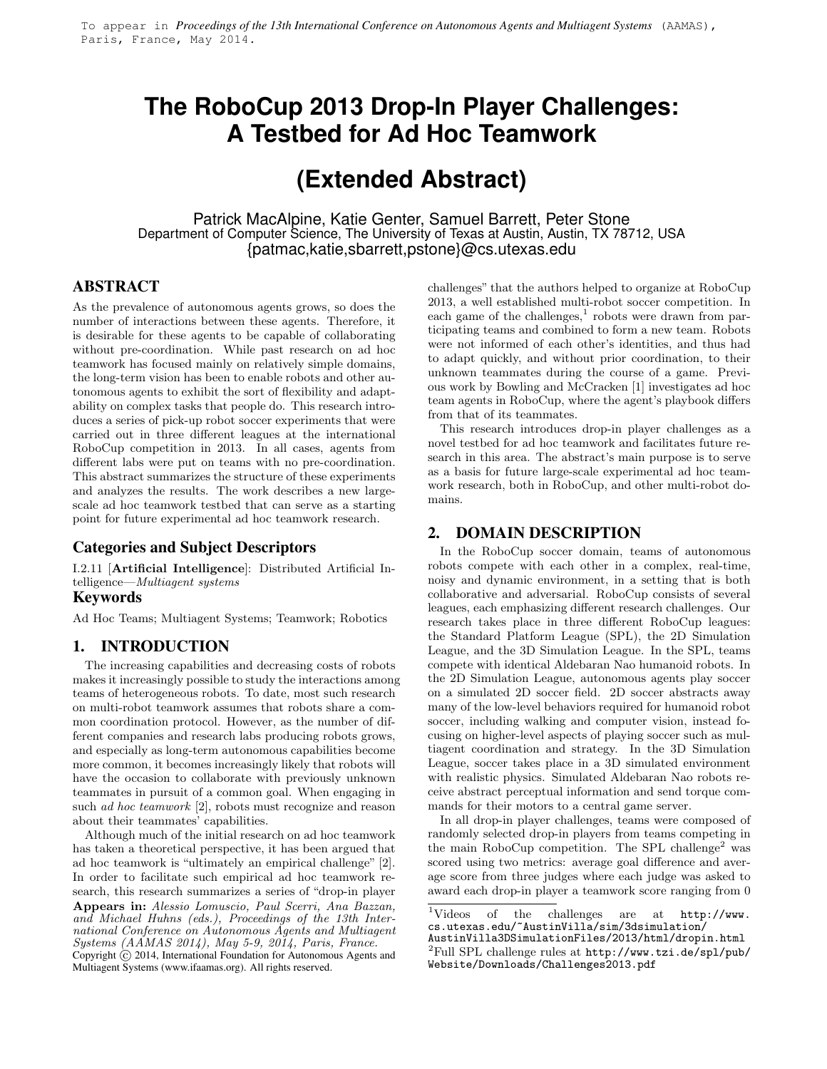To appear in *Proceedings of the 13th International Conference on Autonomous Agents and Multiagent Systems* (AAMAS), Paris, France, May 2014.

# The RoboCup 2013 Drop-In Player Challenges: A Testbed for Ad Hoc Teamwork

# (Extended Abstract)

Patrick MacAlpine, Katie Genter, Samuel Barrett, Peter Stone
Department of Computer Science, The University of Texas at Austin, Austin, TX 78712, USA
{patmac,katie,sbarrett,pstone}@cs.utexas.edu

## ABSTRACT

As the prevalence of autonomous agents grows, so does the number of interactions between these agents. Therefore, it is desirable for these agents to be capable of collaborating without pre-coordination. While past research on ad hoc teamwork has focused mainly on relatively simple domains, the long-term vision has been to enable robots and other autonomous agents to exhibit the sort of flexibility and adaptability on complex tasks that people do. This research introduces a series of pick-up robot soccer experiments that were carried out in three different leagues at the international RoboCup competition in 2013. In all cases, agents from different labs were put on teams with no pre-coordination. This abstract summarizes the structure of these experiments and analyzes the results. The work describes a new large-scale ad hoc teamwork testbed that can serve as a starting point for future experimental ad hoc teamwork research.

### Categories and Subject Descriptors

I.2.11 [**Artificial Intelligence**]: Distributed Artificial Intelligence—*Multiagent systems*

### Keywords

Ad Hoc Teams; Multiagent Systems; Teamwork; Robotics

## 1. INTRODUCTION

The increasing capabilities and decreasing costs of robots makes it increasingly possible to study the interactions among teams of heterogeneous robots. To date, most such research on multi-robot teamwork assumes that robots share a common coordination protocol. However, as the number of different companies and research labs producing robots grows, and especially as long-term autonomous capabilities become more common, it becomes increasingly likely that robots will have the occasion to collaborate with previously unknown teammates in pursuit of a common goal. When engaging in such *ad hoc teamwork* [2], robots must recognize and reason about their teammates' capabilities.

Although much of the initial research on ad hoc teamwork has taken a theoretical perspective, it has been argued that ad hoc teamwork is "ultimately an empirical challenge" [2]. In order to facilitate such empirical ad hoc teamwork research, this research summarizes a series of "drop-in player challenges" that the authors helped to organize at RoboCup 2013, a well established multi-robot soccer competition. In each game of the challenges,[1] robots were drawn from participating teams and combined to form a new team. Robots were not informed of each other's identities, and thus had to adapt quickly, and without prior coordination, to their unknown teammates during the course of a game. Previous work by Bowling and McCracken [1] investigates ad hoc team agents in RoboCup, where the agent's playbook differs from that of its teammates.

This research introduces drop-in player challenges as a novel testbed for ad hoc teamwork and facilitates future research in this area. The abstract's main purpose is to serve as a basis for future large-scale experimental ad hoc teamwork research, both in RoboCup, and other multi-robot domains.

**Appears in:** *Alessio Lomuscio, Paul Scerri, Ana Bazzan, and Michael Huhns (eds.), Proceedings of the 13th International Conference on Autonomous Agents and Multiagent Systems (AAMAS 2014), May 5-9, 2014, Paris, France.*
Copyright © 2014, International Foundation for Autonomous Agents and Multiagent Systems (www.ifaamas.org). All rights reserved.

## 2. DOMAIN DESCRIPTION

In the RoboCup soccer domain, teams of autonomous robots compete with each other in a complex, real-time, noisy and dynamic environment, in a setting that is both collaborative and adversarial. RoboCup consists of several leagues, each emphasizing different research challenges. Our research takes place in three different RoboCup leagues: the Standard Platform League (SPL), the 2D Simulation League, and the 3D Simulation League. In the SPL, teams compete with identical Aldebaran Nao humanoid robots. In the 2D Simulation League, autonomous agents play soccer on a simulated 2D soccer field. 2D soccer abstracts away many of the low-level behaviors required for humanoid robot soccer, including walking and computer vision, instead focusing on higher-level aspects of playing soccer such as multiagent coordination and strategy. In the 3D Simulation League, soccer takes place in a 3D simulated environment with realistic physics. Simulated Aldebaran Nao robots receive abstract perceptual information and send torque commands for their motors to a central game server.

In all drop-in player challenges, teams were composed of randomly selected drop-in players from teams competing in the main RoboCup competition. The SPL challenge[2] was scored using two metrics: average goal difference and average score from three judges where each judge was asked to award each drop-in player a teamwork score ranging from 0

[1] Videos of the challenges are at http://www.cs.utexas.edu/~AustinVilla/sim/3dsimulation/AustinVilla3DSimulationFiles/2013/html/dropin.html

[2] Full SPL challenge rules at http://www.tzi.de/spl/pub/Website/Downloads/Challenges2013.pdf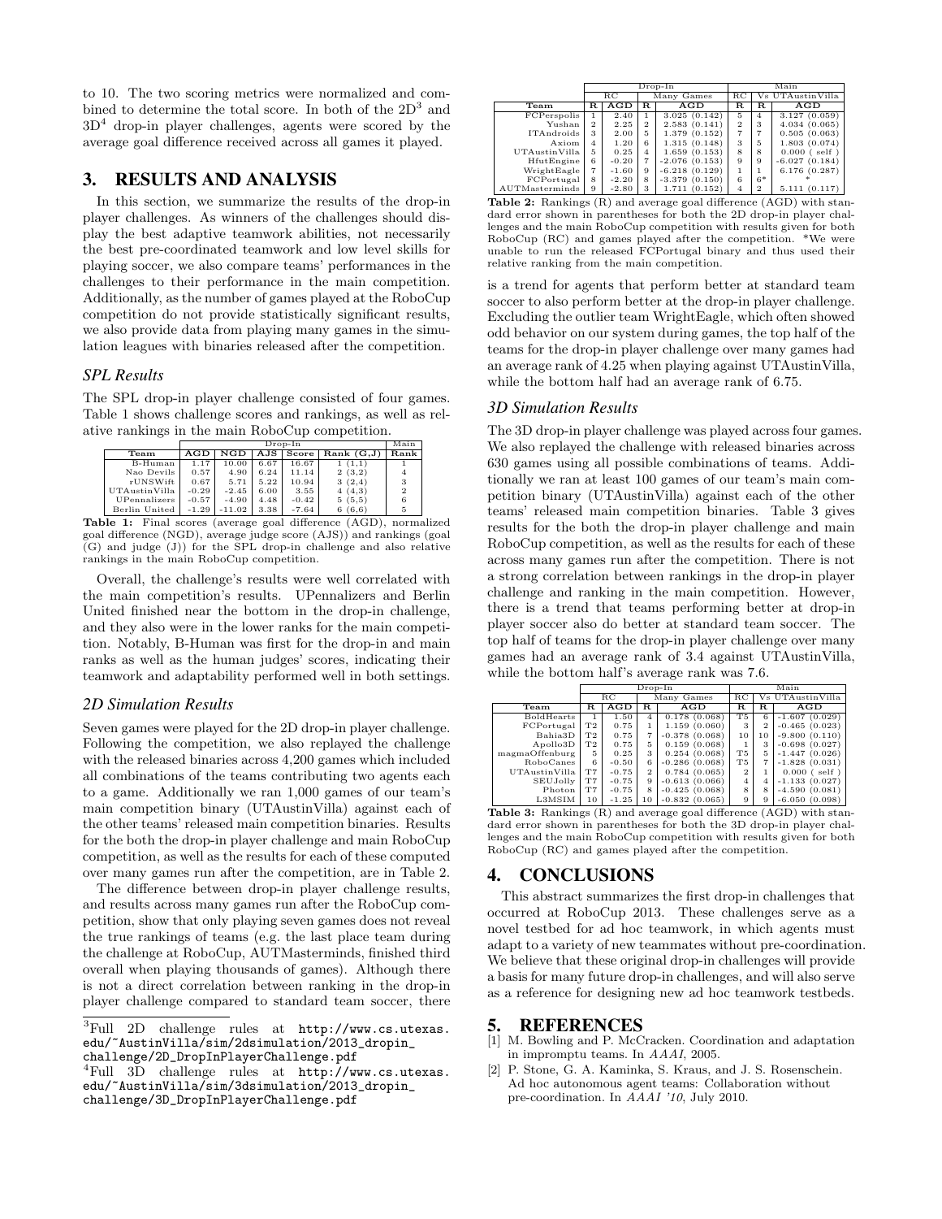to 10. The two scoring metrics were normalized and combined to determine the total score. In both of the 2D[3] and 3D[4] drop-in player challenges, agents were scored by the average goal difference received across all games it played.

## 3. RESULTS AND ANALYSIS

In this section, we summarize the results of the drop-in player challenges. As winners of the challenges should display the best adaptive teamwork abilities, not necessarily the best pre-coordinated teamwork and low level skills for playing soccer, we also compare teams' performances in the challenges to their performance in the main competition. Additionally, as the number of games played at the RoboCup competition do not provide statistically significant results, we also provide data from playing many games in the simulation leagues with binaries released after the competition.

### *SPL Results*

The SPL drop-in player challenge consisted of four games. Table 1 shows challenge scores and rankings, as well as relative rankings in the main RoboCup competition.

| | Drop-In | | | | | Main |
|---|---|---|---|---|---|---|
| Team | AGD | NGD | AJS | Score | Rank (G,J) | Rank |
| B-Human | 1.17 | 10.00 | 6.67 | 16.67 | 1 (1,1) | 1 |
| Nao Devils | 0.57 | 4.90 | 6.24 | 11.14 | 2 (3,2) | 4 |
| rUNSWift | 0.67 | 5.71 | 5.22 | 10.94 | 3 (2,4) | 3 |
| UTAustinVilla | -0.29 | -2.45 | 6.00 | 3.55 | 4 (4,3) | 2 |
| UPennalizers | -0.57 | -4.90 | 4.48 | -0.42 | 5 (5,5) | 6 |
| Berlin United | -1.29 | -11.02 | 3.38 | -7.64 | 6 (6,6) | 5 |

**Table 1:** Final scores (average goal difference (AGD), normalized goal difference (NGD), average judge score (AJS)) and rankings (goal (G) and judge (J)) for the SPL drop-in challenge and also relative rankings in the main RoboCup competition.

Overall, the challenge's results were well correlated with the main competition's results. UPennalizers and Berlin United finished near the bottom in the drop-in challenge, and they also were in the lower ranks for the main competition. Notably, B-Human was first for the drop-in and main ranks as well as the human judges' scores, indicating their teamwork and adaptability performed well in both settings.

### *2D Simulation Results*

Seven games were played for the 2D drop-in player challenge. Following the competition, we also replayed the challenge with the released binaries across 4,200 games which included all combinations of the teams contributing two agents each to a game. Additionally we ran 1,000 games of our team's main competition binary (UTAustinVilla) against each of the other teams' released main competition binaries. Results for the both the drop-in player challenge and main RoboCup competition, as well as the results for each of these computed over many games run after the competition, are in Table 2.

The difference between drop-in player challenge results, and results across many games run after the RoboCup competition, show that only playing seven games does not reveal the true rankings of teams (e.g. the last place team during the challenge at RoboCup, AUTMasterminds, finished third overall when playing thousands of games). Although there is not a direct correlation between ranking in the drop-in player challenge compared to standard team soccer, there

| | Drop-In | | | | Main | | |
|---|---|---|---|---|---|---|---|
| | RC | | Many Games | | RC | Vs UTAustinVilla | |
| Team | R | AGD | R | AGD | R | R | AGD |
| FCPerspolis | 1 | 2.40 | 1 | 3.025 (0.142) | 5 | 4 | 3.127 (0.059) |
| Yushan | 2 | 2.25 | 2 | 2.583 (0.141) | 2 | 3 | 4.034 (0.065) |
| ITAndroids | 3 | 2.00 | 5 | 1.379 (0.152) | 7 | 7 | 0.505 (0.063) |
| Axiom | 4 | 1.20 | 6 | 1.315 (0.148) | 3 | 5 | 1.803 (0.074) |
| UTAustinVilla | 5 | 0.25 | 4 | 1.659 (0.153) | 8 | 8 | 0.000 ( self ) |
| HfutEngine | 6 | -0.20 | 7 | -2.076 (0.153) | 9 | 9 | -6.027 (0.184) |
| WrightEagle | 7 | -1.60 | 9 | -6.218 (0.129) | 1 | 1 | 6.176 (0.287) |
| FCPortugal | 8 | -2.20 | 8 | -3.379 (0.150) | 6 | 6* | * |
| AUTMasterminds | 9 | -2.80 | 3 | 1.711 (0.152) | 4 | 2 | 5.111 (0.117) |

**Table 2:** Rankings (R) and average goal difference (AGD) with standard error shown in parentheses for both the 2D drop-in player challenges and the main RoboCup competition with results given for both RoboCup (RC) and games played after the competition. *We were unable to run the released FCPortugal binary and thus used their relative ranking from the main competition.

is a trend for agents that perform better at standard team soccer to also perform better at the drop-in player challenge. Excluding the outlier team WrightEagle, which often showed odd behavior on our system during games, the top half of the teams for the drop-in player challenge over many games had an average rank of 4.25 when playing against UTAustinVilla, while the bottom half had an average rank of 6.75.

### *3D Simulation Results*

The 3D drop-in player challenge was played across four games. We also replayed the challenge with released binaries across 630 games using all possible combinations of teams. Additionally we ran at least 100 games of our team's main competition binary (UTAustinVilla) against each of the other teams' released main competition binaries. Table 3 gives results for the both the drop-in player challenge and main RoboCup competition, as well as the results for each of these across many games run after the competition. There is not a strong correlation between rankings in the drop-in player challenge and ranking in the main competition. However, there is a trend that teams performing better at drop-in player soccer also do better at standard team soccer. The top half of teams for the drop-in player challenge over many games had an average rank of 3.4 against UTAustinVilla, while the bottom half's average rank was 7.6.

| | Drop-In | | | | Main | | |
|---|---|---|---|---|---|---|---|
| | RC | | Many Games | | RC | Vs UTAustinVilla | |
| Team | R | AGD | R | AGD | R | R | AGD |
| BoldHearts | 1 | 1.50 | 4 | 0.178 (0.068) | T5 | 6 | -1.607 (0.029) |
| FCPortugal | T2 | 0.75 | 1 | 1.159 (0.060) | 3 | 2 | -0.465 (0.023) |
| Bahia3D | T2 | 0.75 | 7 | -0.378 (0.068) | 10 | 10 | -9.800 (0.110) |
| Apollo3D | T2 | 0.75 | 5 | 0.159 (0.068) | 1 | 3 | -0.698 (0.027) |
| magmaOffenburg | 5 | 0.25 | 3 | 0.254 (0.068) | T5 | 5 | -1.447 (0.026) |
| RoboCanes | 6 | -0.50 | 6 | -0.286 (0.068) | T5 | 7 | -1.828 (0.031) |
| UTAustinVilla | T7 | -0.75 | 2 | 0.784 (0.065) | 2 | 1 | 0.000 ( self ) |
| SEUJolly | T7 | -0.75 | 9 | -0.613 (0.066) | 4 | 4 | -1.133 (0.027) |
| Photon | T7 | -0.75 | 8 | -0.425 (0.068) | 8 | 8 | -4.590 (0.081) |
| L3MSIM | 10 | -1.25 | 10 | -0.832 (0.065) | 9 | 9 | -6.050 (0.098) |

**Table 3:** Rankings (R) and average goal difference (AGD) with standard error shown in parentheses for both the 3D drop-in player challenges and the main RoboCup competition with results given for both RoboCup (RC) and games played after the competition.

## 4. CONCLUSIONS

This abstract summarizes the first drop-in challenges that occurred at RoboCup 2013. These challenges serve as a novel testbed for ad hoc teamwork, in which agents must adapt to a variety of new teammates without pre-coordination. We believe that these original drop-in challenges will provide a basis for many future drop-in challenges, and will also serve as a reference for designing new ad hoc teamwork testbeds.

## 5. REFERENCES

[1] M. Bowling and P. McCracken. Coordination and adaptation in impromptu teams. In *AAAI*, 2005.

[2] P. Stone, G. A. Kaminka, S. Kraus, and J. S. Rosenschein. Ad hoc autonomous agent teams: Collaboration without pre-coordination. In *AAAI '10*, July 2010.

---

[3] Full 2D challenge rules at http://www.cs.utexas.edu/~AustinVilla/sim/2dsimulation/2013_dropin_challenge/2D_DropInPlayerChallenge.pdf

[4] Full 3D challenge rules at http://www.cs.utexas.edu/~AustinVilla/sim/3dsimulation/2013_dropin_challenge/3D_DropInPlayerChallenge.pdf